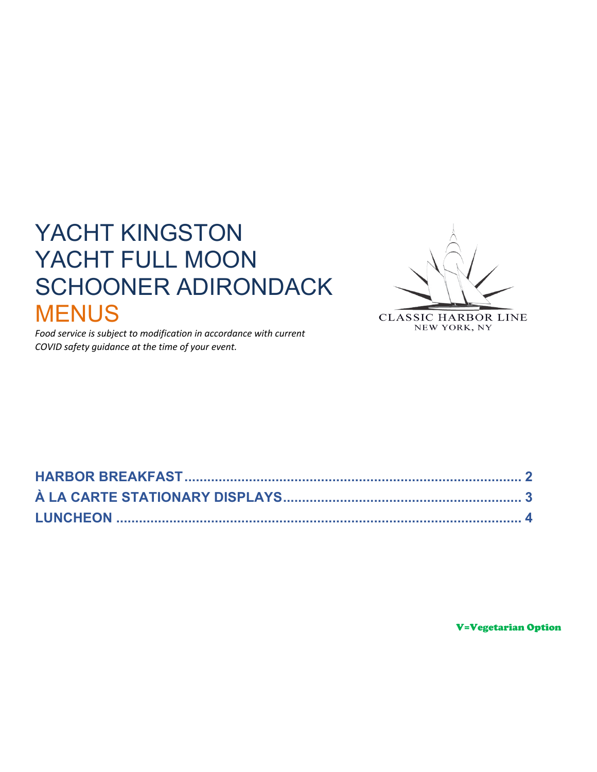# YACHT KINGSTON
# YACHT FULL MOON
# SCHOONER ADIRONDACK
# MENUS

*Food service is subject to modification in accordance with current COVID safety guidance at the time of your event.*

CLASSIC HARBOR LINE
NEW YORK, NY

**HARBOR BREAKFAST** ........................................................................ **2**
**À LA CARTE STATIONARY DISPLAYS** ............................................... **3**
**LUNCHEON** ........................................................................................ **4**

**V=Vegetarian Option**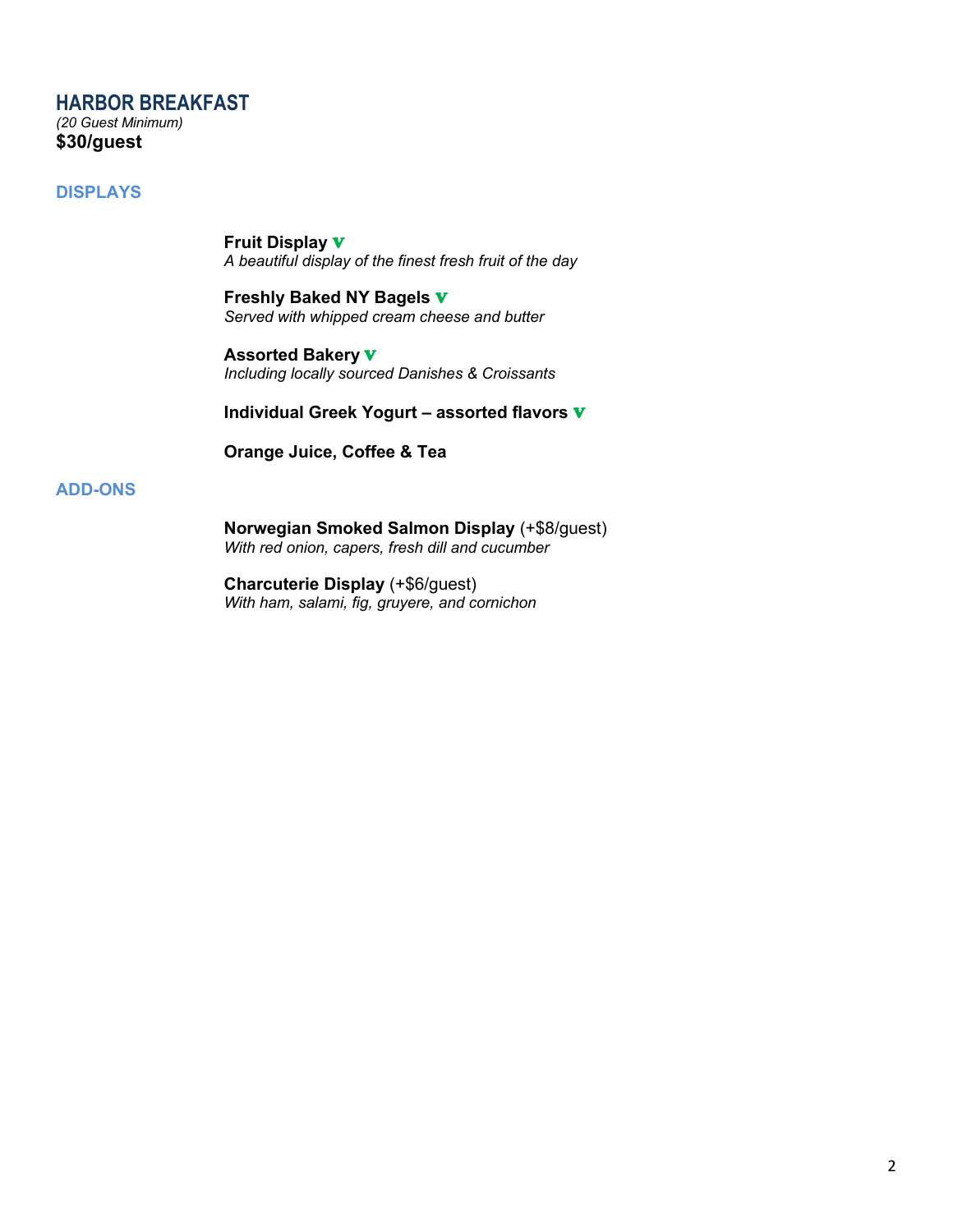# HARBOR BREAKFAST

*(20 Guest Minimum)*

**$30/guest**

## DISPLAYS

**Fruit Display** V
*A beautiful display of the finest fresh fruit of the day*

**Freshly Baked NY Bagels** V
*Served with whipped cream cheese and butter*

**Assorted Bakery** V
*Including locally sourced Danishes & Croissants*

**Individual Greek Yogurt – assorted flavors** V

**Orange Juice, Coffee & Tea**

## ADD-ONS

**Norwegian Smoked Salmon Display** (+$8/guest)
*With red onion, capers, fresh dill and cucumber*

**Charcuterie Display** (+$6/guest)
*With ham, salami, fig, gruyere, and cornichon*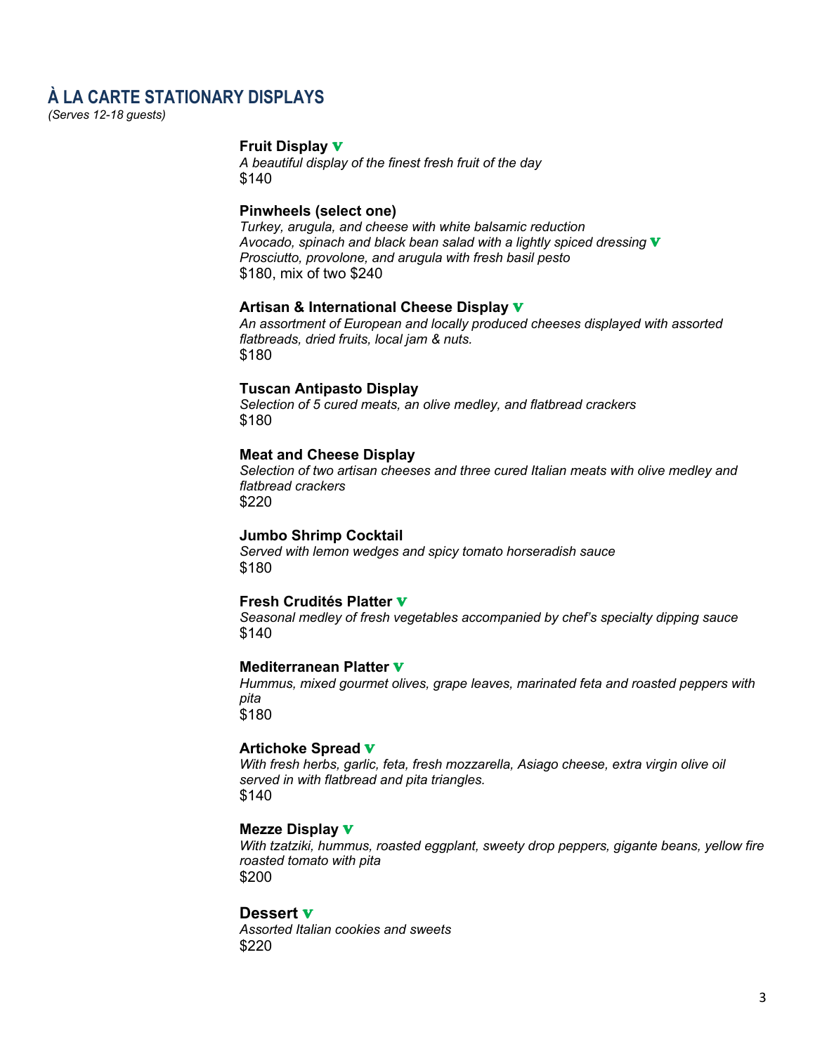## À LA CARTE STATIONARY DISPLAYS

*(Serves 12-18 guests)*

**Fruit Display** V
*A beautiful display of the finest fresh fruit of the day*
$140

**Pinwheels (select one)**
*Turkey, arugula, and cheese with white balsamic reduction*
*Avocado, spinach and black bean salad with a lightly spiced dressing* V
*Prosciutto, provolone, and arugula with fresh basil pesto*
$180, mix of two $240

**Artisan & International Cheese Display** V
*An assortment of European and locally produced cheeses displayed with assorted flatbreads, dried fruits, local jam & nuts.*
$180

**Tuscan Antipasto Display**
*Selection of 5 cured meats, an olive medley, and flatbread crackers*
$180

**Meat and Cheese Display**
*Selection of two artisan cheeses and three cured Italian meats with olive medley and flatbread crackers*
$220

**Jumbo Shrimp Cocktail**
*Served with lemon wedges and spicy tomato horseradish sauce*
$180

**Fresh Crudités Platter** V
*Seasonal medley of fresh vegetables accompanied by chef's specialty dipping sauce*
$140

**Mediterranean Platter** V
*Hummus, mixed gourmet olives, grape leaves, marinated feta and roasted peppers with pita*
$180

**Artichoke Spread** V
*With fresh herbs, garlic, feta, fresh mozzarella, Asiago cheese, extra virgin olive oil served in with flatbread and pita triangles.*
$140

**Mezze Display** V
*With tzatziki, hummus, roasted eggplant, sweety drop peppers, gigante beans, yellow fire roasted tomato with pita*
$200

**Dessert** V
*Assorted Italian cookies and sweets*
$220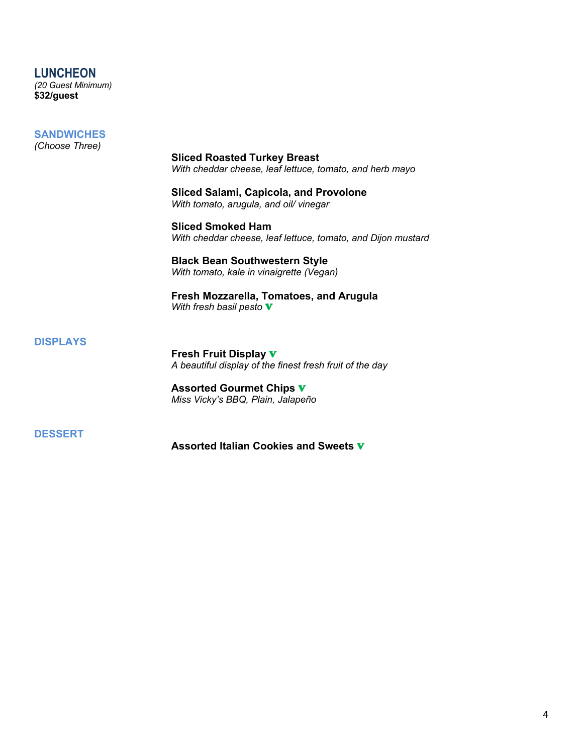## LUNCHEON

*(20 Guest Minimum)*
**$32/guest**

### SANDWICHES

*(Choose Three)*

**Sliced Roasted Turkey Breast**
*With cheddar cheese, leaf lettuce, tomato, and herb mayo*

**Sliced Salami, Capicola, and Provolone**
*With tomato, arugula, and oil/ vinegar*

**Sliced Smoked Ham**
*With cheddar cheese, leaf lettuce, tomato, and Dijon mustard*

**Black Bean Southwestern Style**
*With tomato, kale in vinaigrette (Vegan)*

**Fresh Mozzarella, Tomatoes, and Arugula**
*With fresh basil pesto* **V**

### DISPLAYS

**Fresh Fruit Display V**
*A beautiful display of the finest fresh fruit of the day*

**Assorted Gourmet Chips V**
*Miss Vicky's BBQ, Plain, Jalapeño*

### DESSERT

**Assorted Italian Cookies and Sweets V**